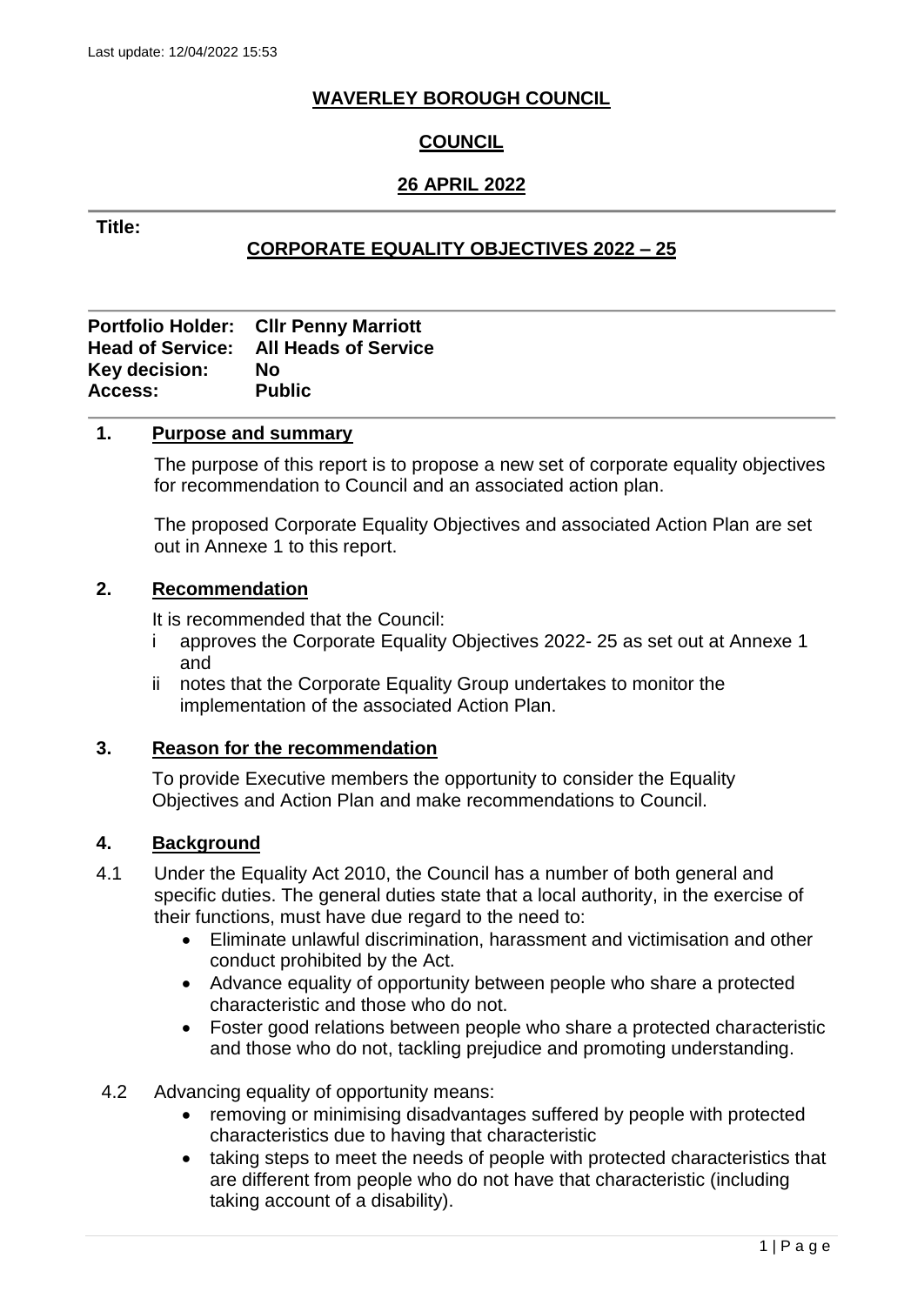Last update: 12/04/2022 15:53

# WAVERLEY BOROUGH COUNCIL

## COUNCIL

## 26 APRIL 2022

**Title:**

## CORPORATE EQUALITY OBJECTIVES 2022 – 25

**Portfolio Holder:** **Cllr Penny Marriott**
**Head of Service:** **All Heads of Service**
**Key decision:** **No**
**Access:** **Public**

### 1. Purpose and summary

The purpose of this report is to propose a new set of corporate equality objectives for recommendation to Council and an associated action plan.

The proposed Corporate Equality Objectives and associated Action Plan are set out in Annexe 1 to this report.

### 2. Recommendation

It is recommended that the Council:

i approves the Corporate Equality Objectives 2022- 25 as set out at Annexe 1 and

ii notes that the Corporate Equality Group undertakes to monitor the implementation of the associated Action Plan.

### 3. Reason for the recommendation

To provide Executive members the opportunity to consider the Equality Objectives and Action Plan and make recommendations to Council.

### 4. Background

4.1 Under the Equality Act 2010, the Council has a number of both general and specific duties. The general duties state that a local authority, in the exercise of their functions, must have due regard to the need to:

- Eliminate unlawful discrimination, harassment and victimisation and other conduct prohibited by the Act.
- Advance equality of opportunity between people who share a protected characteristic and those who do not.
- Foster good relations between people who share a protected characteristic and those who do not, tackling prejudice and promoting understanding.

4.2 Advancing equality of opportunity means:

- removing or minimising disadvantages suffered by people with protected characteristics due to having that characteristic
- taking steps to meet the needs of people with protected characteristics that are different from people who do not have that characteristic (including taking account of a disability).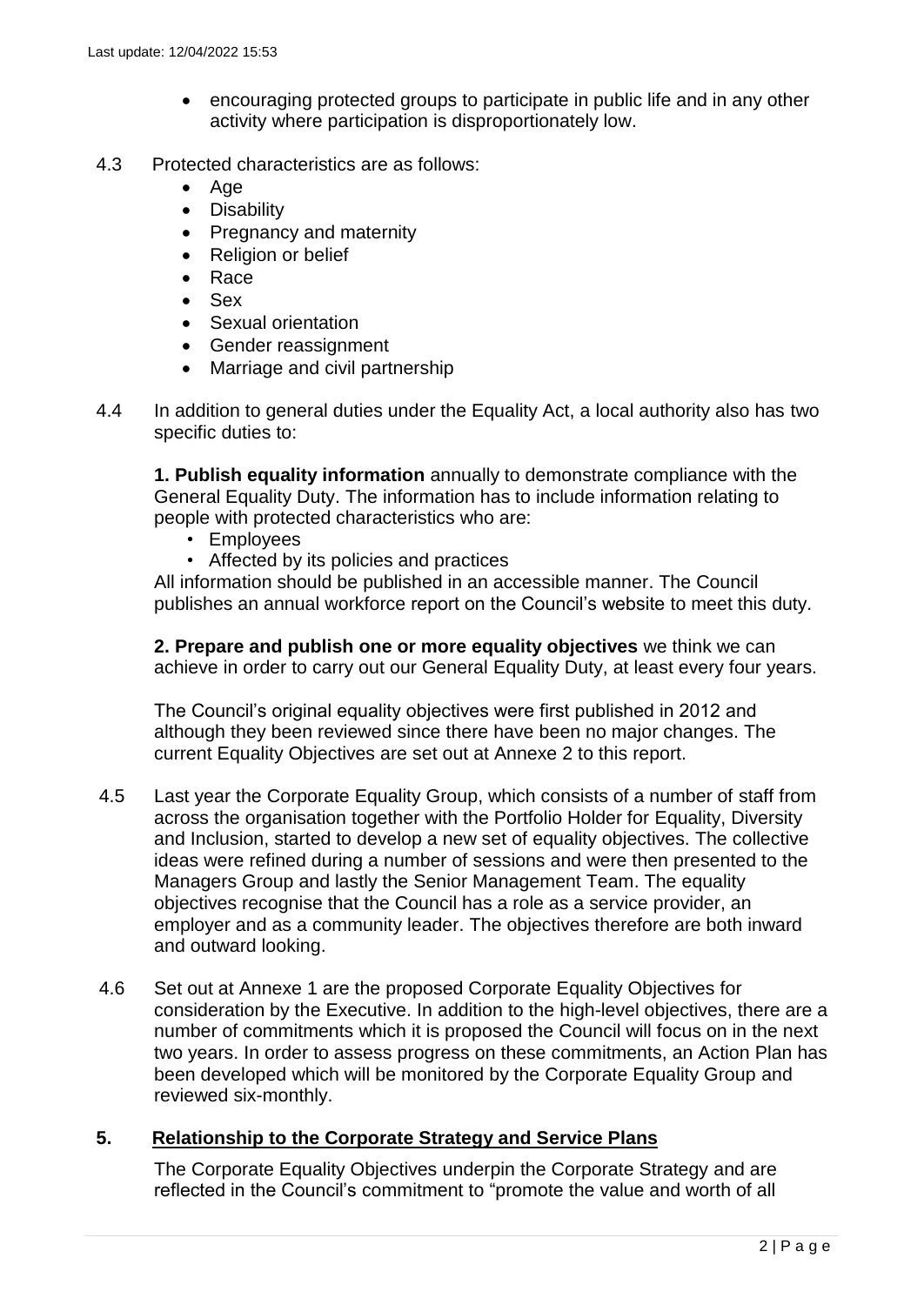- encouraging protected groups to participate in public life and in any other activity where participation is disproportionately low.

4.3 Protected characteristics are as follows:

- Age
- Disability
- Pregnancy and maternity
- Religion or belief
- Race
- Sex
- Sexual orientation
- Gender reassignment
- Marriage and civil partnership

4.4 In addition to general duties under the Equality Act, a local authority also has two specific duties to:

**1. Publish equality information** annually to demonstrate compliance with the General Equality Duty. The information has to include information relating to people with protected characteristics who are:

- Employees
- Affected by its policies and practices

All information should be published in an accessible manner. The Council publishes an annual workforce report on the Council's website to meet this duty.

**2. Prepare and publish one or more equality objectives** we think we can achieve in order to carry out our General Equality Duty, at least every four years.

The Council's original equality objectives were first published in 2012 and although they been reviewed since there have been no major changes. The current Equality Objectives are set out at Annexe 2 to this report.

4.5 Last year the Corporate Equality Group, which consists of a number of staff from across the organisation together with the Portfolio Holder for Equality, Diversity and Inclusion, started to develop a new set of equality objectives. The collective ideas were refined during a number of sessions and were then presented to the Managers Group and lastly the Senior Management Team. The equality objectives recognise that the Council has a role as a service provider, an employer and as a community leader. The objectives therefore are both inward and outward looking.

4.6 Set out at Annexe 1 are the proposed Corporate Equality Objectives for consideration by the Executive. In addition to the high-level objectives, there are a number of commitments which it is proposed the Council will focus on in the next two years. In order to assess progress on these commitments, an Action Plan has been developed which will be monitored by the Corporate Equality Group and reviewed six-monthly.

## 5. Relationship to the Corporate Strategy and Service Plans

The Corporate Equality Objectives underpin the Corporate Strategy and are reflected in the Council's commitment to "promote the value and worth of all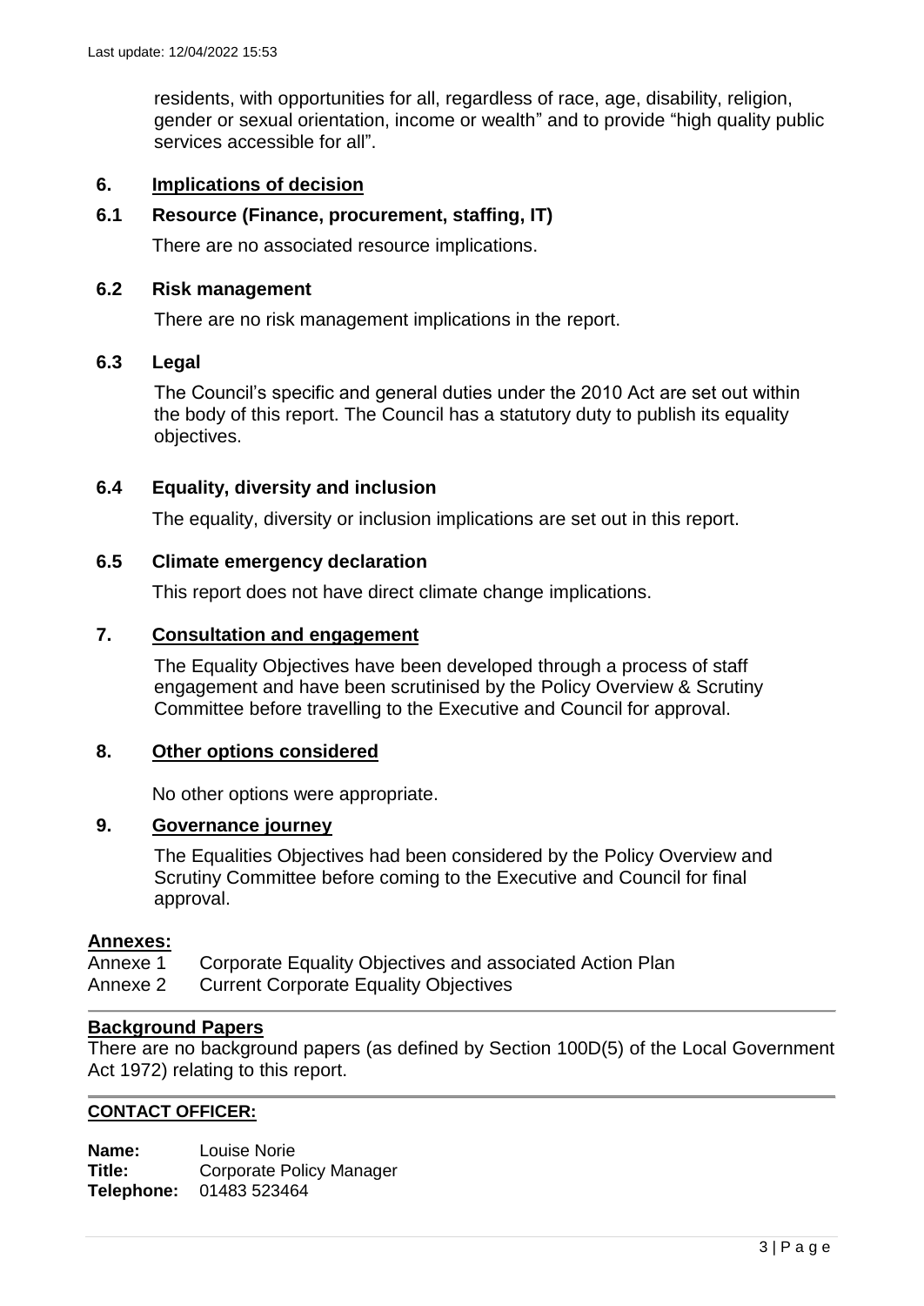residents, with opportunities for all, regardless of race, age, disability, religion, gender or sexual orientation, income or wealth" and to provide "high quality public services accessible for all".

## 6. Implications of decision

### 6.1 Resource (Finance, procurement, staffing, IT)

There are no associated resource implications.

### 6.2 Risk management

There are no risk management implications in the report.

### 6.3 Legal

The Council's specific and general duties under the 2010 Act are set out within the body of this report. The Council has a statutory duty to publish its equality objectives.

### 6.4 Equality, diversity and inclusion

The equality, diversity or inclusion implications are set out in this report.

### 6.5 Climate emergency declaration

This report does not have direct climate change implications.

## 7. Consultation and engagement

The Equality Objectives have been developed through a process of staff engagement and have been scrutinised by the Policy Overview & Scrutiny Committee before travelling to the Executive and Council for approval.

## 8. Other options considered

No other options were appropriate.

## 9. Governance journey

The Equalities Objectives had been considered by the Policy Overview and Scrutiny Committee before coming to the Executive and Council for final approval.

**Annexes:**

Annexe 1 Corporate Equality Objectives and associated Action Plan
Annexe 2 Current Corporate Equality Objectives

**Background Papers**

There are no background papers (as defined by Section 100D(5) of the Local Government Act 1972) relating to this report.

**CONTACT OFFICER:**

**Name:** Louise Norie
**Title:** Corporate Policy Manager
**Telephone:** 01483 523464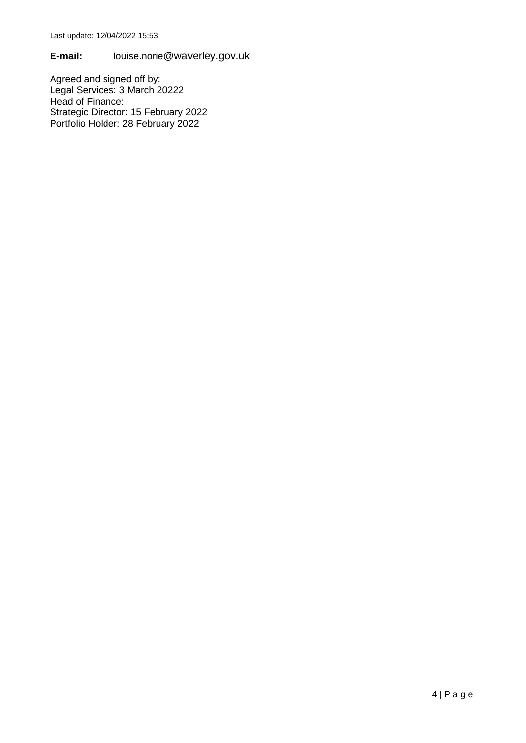Last update: 12/04/2022 15:53

**E-mail:** louise.norie@waverley.gov.uk

<u>Agreed and signed off by:</u>
Legal Services: 3 March 20222
Head of Finance:
Strategic Director: 15 February 2022
Portfolio Holder: 28 February 2022